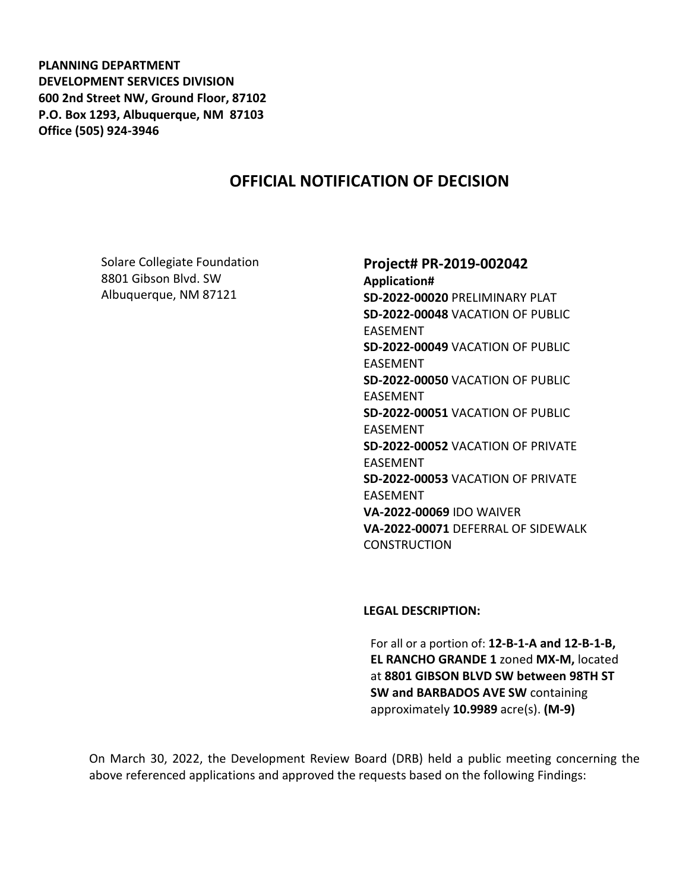**PLANNING DEPARTMENT**
**DEVELOPMENT SERVICES DIVISION**
**600 2nd Street NW, Ground Floor, 87102**
**P.O. Box 1293, Albuquerque, NM 87103**
**Office (505) 924-3946**

# OFFICIAL NOTIFICATION OF DECISION

Solare Collegiate Foundation
8801 Gibson Blvd. SW
Albuquerque, NM 87121

## Project# PR-2019-002042

**Application#**
**SD-2022-00020** PRELIMINARY PLAT
**SD-2022-00048** VACATION OF PUBLIC EASEMENT
**SD-2022-00049** VACATION OF PUBLIC EASEMENT
**SD-2022-00050** VACATION OF PUBLIC EASEMENT
**SD-2022-00051** VACATION OF PUBLIC EASEMENT
**SD-2022-00052** VACATION OF PRIVATE EASEMENT
**SD-2022-00053** VACATION OF PRIVATE EASEMENT
**VA-2022-00069** IDO WAIVER
**VA-2022-00071** DEFERRAL OF SIDEWALK CONSTRUCTION

**LEGAL DESCRIPTION:**

For all or a portion of: **12-B-1-A and 12-B-1-B, EL RANCHO GRANDE 1** zoned **MX-M,** located at **8801 GIBSON BLVD SW between 98TH ST SW and BARBADOS AVE SW** containing approximately **10.9989** acre(s). **(M-9)**

On March 30, 2022, the Development Review Board (DRB) held a public meeting concerning the above referenced applications and approved the requests based on the following Findings: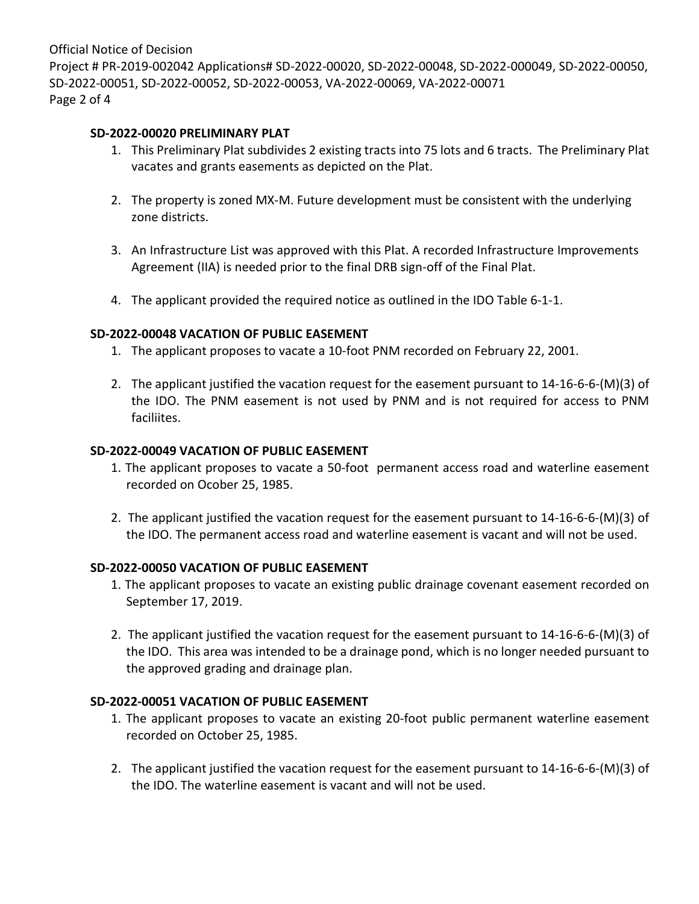### SD-2022-00020 PRELIMINARY PLAT

1. This Preliminary Plat subdivides 2 existing tracts into 75 lots and 6 tracts. The Preliminary Plat vacates and grants easements as depicted on the Plat.

2. The property is zoned MX-M. Future development must be consistent with the underlying zone districts.

3. An Infrastructure List was approved with this Plat. A recorded Infrastructure Improvements Agreement (IIA) is needed prior to the final DRB sign-off of the Final Plat.

4. The applicant provided the required notice as outlined in the IDO Table 6-1-1.

### SD-2022-00048 VACATION OF PUBLIC EASEMENT

1. The applicant proposes to vacate a 10-foot PNM recorded on February 22, 2001.

2. The applicant justified the vacation request for the easement pursuant to 14-16-6-6-(M)(3) of the IDO. The PNM easement is not used by PNM and is not required for access to PNM faciliites.

### SD-2022-00049 VACATION OF PUBLIC EASEMENT

1. The applicant proposes to vacate a 50-foot permanent access road and waterline easement recorded on Ocober 25, 1985.

2. The applicant justified the vacation request for the easement pursuant to 14-16-6-6-(M)(3) of the IDO. The permanent access road and waterline easement is vacant and will not be used.

### SD-2022-00050 VACATION OF PUBLIC EASEMENT

1. The applicant proposes to vacate an existing public drainage covenant easement recorded on September 17, 2019.

2. The applicant justified the vacation request for the easement pursuant to 14-16-6-6-(M)(3) of the IDO. This area was intended to be a drainage pond, which is no longer needed pursuant to the approved grading and drainage plan.

### SD-2022-00051 VACATION OF PUBLIC EASEMENT

1. The applicant proposes to vacate an existing 20-foot public permanent waterline easement recorded on October 25, 1985.

2. The applicant justified the vacation request for the easement pursuant to 14-16-6-6-(M)(3) of the IDO. The waterline easement is vacant and will not be used.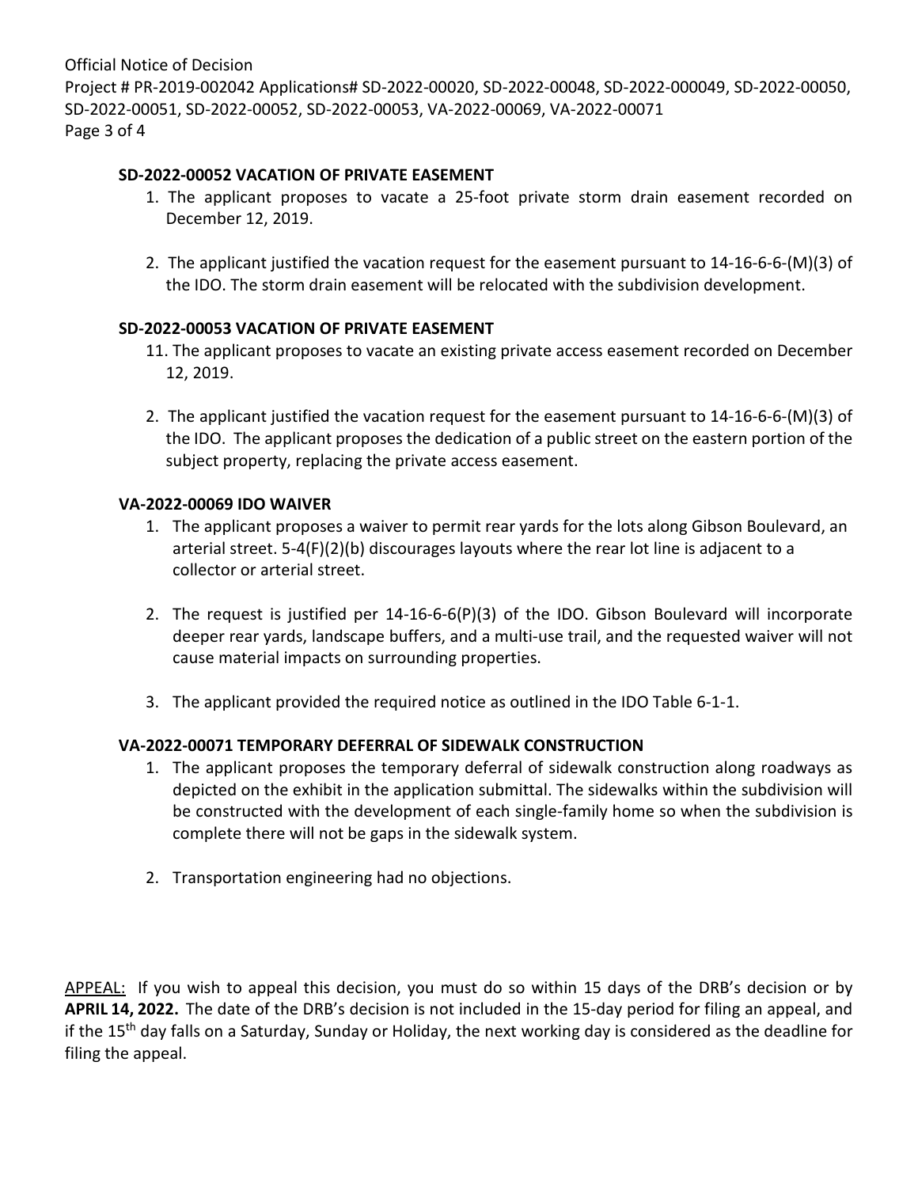**SD-2022-00052 VACATION OF PRIVATE EASEMENT**

1. The applicant proposes to vacate a 25-foot private storm drain easement recorded on December 12, 2019.

2. The applicant justified the vacation request for the easement pursuant to 14-16-6-6-(M)(3) of the IDO. The storm drain easement will be relocated with the subdivision development.

**SD-2022-00053 VACATION OF PRIVATE EASEMENT**

11. The applicant proposes to vacate an existing private access easement recorded on December 12, 2019.

2. The applicant justified the vacation request for the easement pursuant to 14-16-6-6-(M)(3) of the IDO. The applicant proposes the dedication of a public street on the eastern portion of the subject property, replacing the private access easement.

**VA-2022-00069 IDO WAIVER**

1. The applicant proposes a waiver to permit rear yards for the lots along Gibson Boulevard, an arterial street. 5-4(F)(2)(b) discourages layouts where the rear lot line is adjacent to a collector or arterial street.

2. The request is justified per 14-16-6-6(P)(3) of the IDO. Gibson Boulevard will incorporate deeper rear yards, landscape buffers, and a multi-use trail, and the requested waiver will not cause material impacts on surrounding properties.

3. The applicant provided the required notice as outlined in the IDO Table 6-1-1.

**VA-2022-00071 TEMPORARY DEFERRAL OF SIDEWALK CONSTRUCTION**

1. The applicant proposes the temporary deferral of sidewalk construction along roadways as depicted on the exhibit in the application submittal. The sidewalks within the subdivision will be constructed with the development of each single-family home so when the subdivision is complete there will not be gaps in the sidewalk system.

2. Transportation engineering had no objections.

APPEAL: If you wish to appeal this decision, you must do so within 15 days of the DRB's decision or by **APRIL 14, 2022.** The date of the DRB's decision is not included in the 15-day period for filing an appeal, and if the 15th day falls on a Saturday, Sunday or Holiday, the next working day is considered as the deadline for filing the appeal.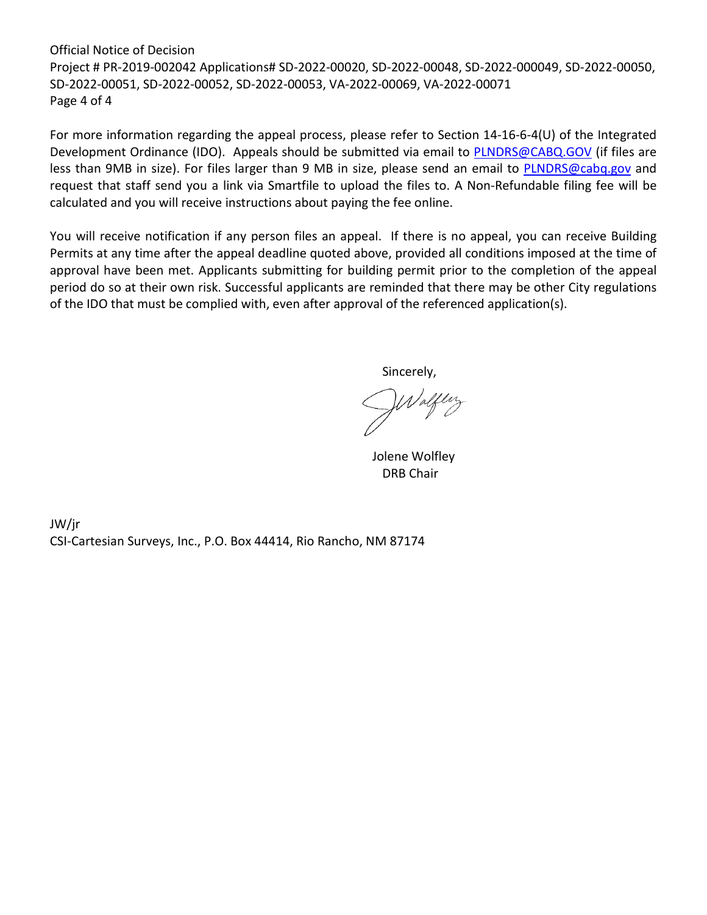For more information regarding the appeal process, please refer to Section 14-16-6-4(U) of the Integrated Development Ordinance (IDO). Appeals should be submitted via email to PLNDRS@CABQ.GOV (if files are less than 9MB in size). For files larger than 9 MB in size, please send an email to PLNDRS@cabq.gov and request that staff send you a link via Smartfile to upload the files to. A Non-Refundable filing fee will be calculated and you will receive instructions about paying the fee online.

You will receive notification if any person files an appeal. If there is no appeal, you can receive Building Permits at any time after the appeal deadline quoted above, provided all conditions imposed at the time of approval have been met. Applicants submitting for building permit prior to the completion of the appeal period do so at their own risk. Successful applicants are reminded that there may be other City regulations of the IDO that must be complied with, even after approval of the referenced application(s).

Sincerely,

Jolene Wolfley
DRB Chair

JW/jr
CSI-Cartesian Surveys, Inc., P.O. Box 44414, Rio Rancho, NM 87174